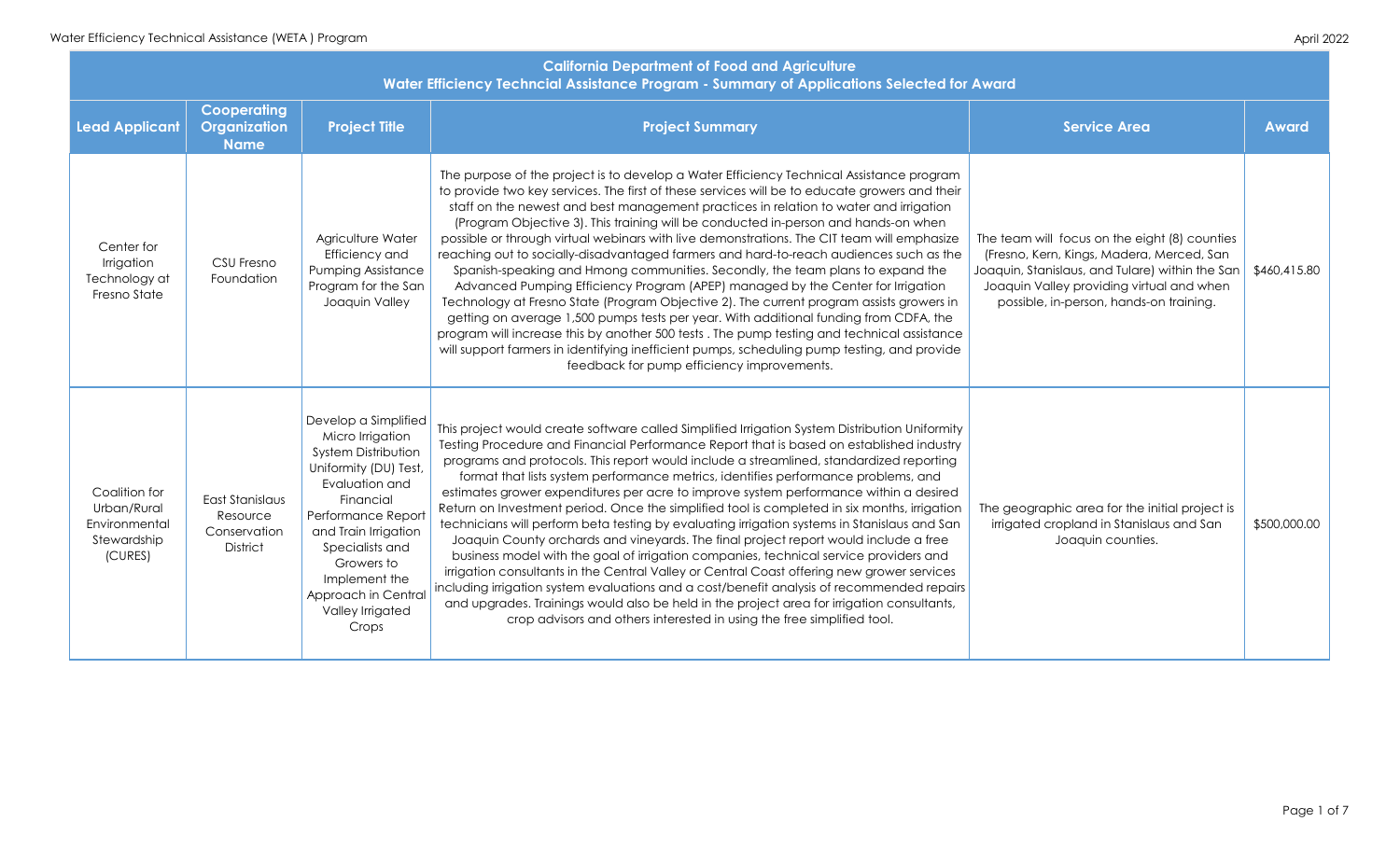## California Department of Food and Agriculture
### Water Efficiency Techncial Assistance Program - Summary of Applications Selected for Award

| Lead Applicant | Cooperating Organization Name | Project Title | Project Summary | Service Area | Award |
|---|---|---|---|---|---|
| Center for Irrigation Technology at Fresno State | CSU Fresno Foundation | Agriculture Water Efficiency and Pumping Assistance Program for the San Joaquin Valley | The purpose of the project is to develop a Water Efficiency Technical Assistance program to provide two key services. The first of these services will be to educate growers and their staff on the newest and best management practices in relation to water and irrigation (Program Objective 3). This training will be conducted in-person and hands-on when possible or through virtual webinars with live demonstrations. The CIT team will emphasize reaching out to socially-disadvantaged farmers and hard-to-reach audiences such as the Spanish-speaking and Hmong communities. Secondly, the team plans to expand the Advanced Pumping Efficiency Program (APEP) managed by the Center for Irrigation Technology at Fresno State (Program Objective 2). The current program assists growers in getting on average 1,500 pumps tests per year. With additional funding from CDFA, the program will increase this by another 500 tests . The pump testing and technical assistance will support farmers in identifying inefficient pumps, scheduling pump testing, and provide feedback for pump efficiency improvements. | The team will focus on the eight (8) counties (Fresno, Kern, Kings, Madera, Merced, San Joaquin, Stanislaus, and Tulare) within the San Joaquin Valley providing virtual and when possible, in-person, hands-on training. | $460,415.80 |
| Coalition for Urban/Rural Environmental Stewardship (CURES) | East Stanislaus Resource Conservation District | Develop a Simplified Micro Irrigation System Distribution Uniformity (DU) Test, Evaluation and Financial Performance Report and Train Irrigation Specialists and Growers to Implement the Approach in Central Valley Irrigated Crops | This project would create software called Simplified Irrigation System Distribution Uniformity Testing Procedure and Financial Performance Report that is based on established industry programs and protocols. This report would include a streamlined, standardized reporting format that lists system performance metrics, identifies performance problems, and estimates grower expenditures per acre to improve system performance within a desired Return on Investment period. Once the simplified tool is completed in six months, irrigation technicians will perform beta testing by evaluating irrigation systems in Stanislaus and San Joaquin County orchards and vineyards. The final project report would include a free business model with the goal of irrigation companies, technical service providers and irrigation consultants in the Central Valley or Central Coast offering new grower services including irrigation system evaluations and a cost/benefit analysis of recommended repairs and upgrades. Trainings would also be held in the project area for irrigation consultants, crop advisors and others interested in using the free simplified tool. | The geographic area for the initial project is irrigated cropland in Stanislaus and San Joaquin counties. | $500,000.00 |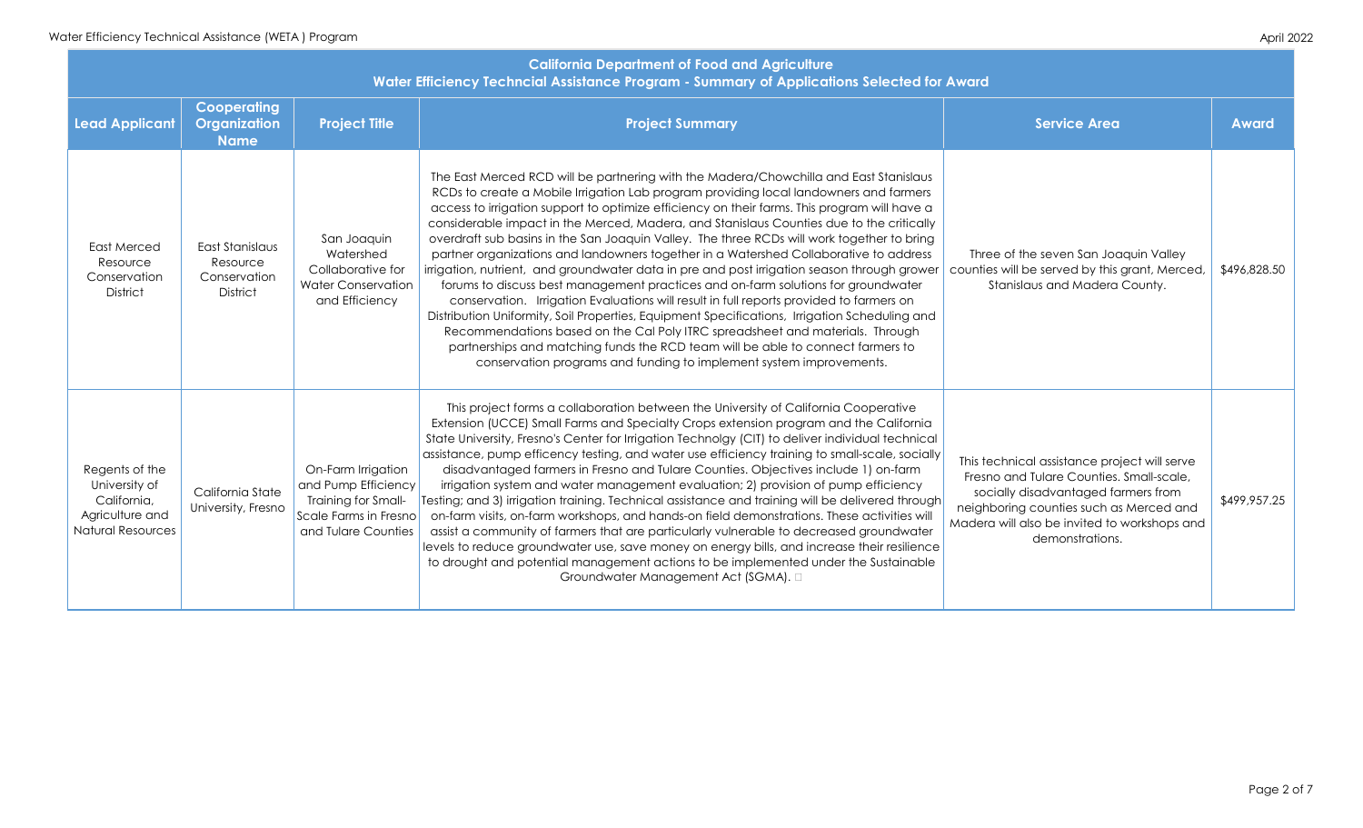| California Department of Food and Agriculture<br>Water Efficiency Techncial Assistance Program - Summary of Applications Selected for Award | | | | | |
|---|---|---|---|---|---|
| **Lead Applicant** | **Cooperating Organization Name** | **Project Title** | **Project Summary** | **Service Area** | **Award** |
| East Merced Resource Conservation District | East Stanislaus Resource Conservation District | San Joaquin Watershed Collaborative for Water Conservation and Efficiency | The East Merced RCD will be partnering with the Madera/Chowchilla and East Stanislaus RCDs to create a Mobile Irrigation Lab program providing local landowners and farmers access to irrigation support to optimize efficiency on their farms. This program will have a considerable impact in the Merced, Madera, and Stanislaus Counties due to the critically overdraft sub basins in the San Joaquin Valley. The three RCDs will work together to bring partner organizations and landowners together in a Watershed Collaborative to address irrigation, nutrient, and groundwater data in pre and post irrigation season through grower forums to discuss best management practices and on-farm solutions for groundwater conservation. Irrigation Evaluations will result in full reports provided to farmers on Distribution Uniformity, Soil Properties, Equipment Specifications, Irrigation Scheduling and Recommendations based on the Cal Poly ITRC spreadsheet and materials. Through partnerships and matching funds the RCD team will be able to connect farmers to conservation programs and funding to implement system improvements. | Three of the seven San Joaquin Valley counties will be served by this grant, Merced, Stanislaus and Madera County. | $496,828.50 |
| Regents of the University of California, Agriculture and Natural Resources | California State University, Fresno | On-Farm Irrigation and Pump Efficiency Training for Small-Scale Farms in Fresno and Tulare Counties | This project forms a collaboration between the University of California Cooperative Extension (UCCE) Small Farms and Specialty Crops extension program and the California State University, Fresno's Center for Irrigation Technolgy (CIT) to deliver individual technical assistance, pump efficency testing, and water use efficiency training to small-scale, socially disadvantaged farmers in Fresno and Tulare Counties. Objectives include 1) on-farm irrigation system and water management evaluation; 2) provision of pump efficiency Testing; and 3) irrigation training. Technical assistance and training will be delivered through on-farm visits, on-farm workshops, and hands-on field demonstrations. These activities will assist a community of farmers that are particularly vulnerable to decreased groundwater levels to reduce groundwater use, save money on energy bills, and increase their resilience to drought and potential management actions to be implemented under the Sustainable Groundwater Management Act (SGMA). | This technical assistance project will serve Fresno and Tulare Counties. Small-scale, socially disadvantaged farmers from neighboring counties such as Merced and Madera will also be invited to workshops and demonstrations. | $499,957.25 |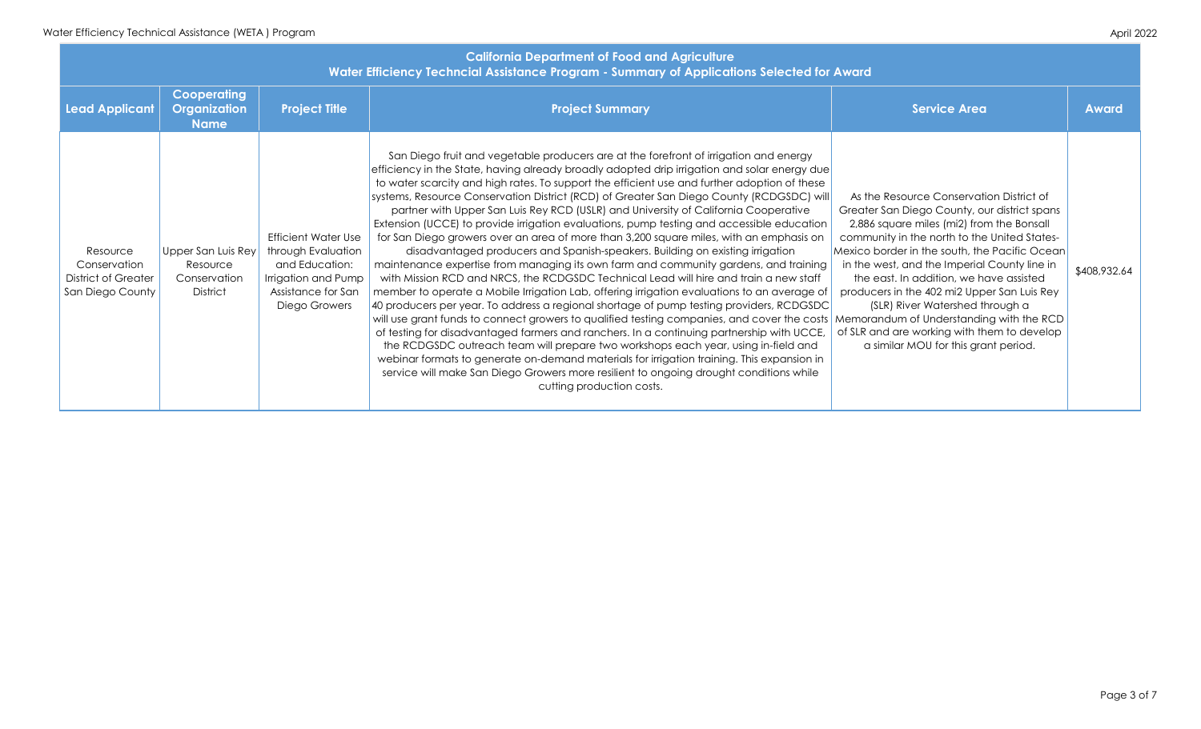| California Department of Food and Agriculture Water Efficiency Techncial Assistance Program - Summary of Applications Selected for Award | | | | | |
|---|---|---|---|---|---|
| **Lead Applicant** | **Cooperating Organization Name** | **Project Title** | **Project Summary** | **Service Area** | **Award** |
| Resource Conservation District of Greater San Diego County | Upper San Luis Rey Resource Conservation District | Efficient Water Use through Evaluation and Education: Irrigation and Pump Assistance for San Diego Growers | San Diego fruit and vegetable producers are at the forefront of irrigation and energy efficiency in the State, having already broadly adopted drip irrigation and solar energy due to water scarcity and high rates. To support the efficient use and further adoption of these systems, Resource Conservation District (RCD) of Greater San Diego County (RCDGSDC) will partner with Upper San Luis Rey RCD (USLR) and University of California Cooperative Extension (UCCE) to provide irrigation evaluations, pump testing and accessible education for San Diego growers over an area of more than 3,200 square miles, with an emphasis on disadvantaged producers and Spanish-speakers. Building on existing irrigation maintenance expertise from managing its own farm and community gardens, and training with Mission RCD and NRCS, the RCDGSDC Technical Lead will hire and train a new staff member to operate a Mobile Irrigation Lab, offering irrigation evaluations to an average of 40 producers per year. To address a regional shortage of pump testing providers, RCDGSDC will use grant funds to connect growers to qualified testing companies, and cover the costs of testing for disadvantaged farmers and ranchers. In a continuing partnership with UCCE, the RCDGSDC outreach team will prepare two workshops each year, using in-field and webinar formats to generate on-demand materials for irrigation training. This expansion in service will make San Diego Growers more resilient to ongoing drought conditions while cutting production costs. | As the Resource Conservation District of Greater San Diego County, our district spans 2,886 square miles (mi2) from the Bonsall community in the north to the United States-Mexico border in the south, the Pacific Ocean in the west, and the Imperial County line in the east. In addition, we have assisted producers in the 402 mi2 Upper San Luis Rey (SLR) River Watershed through a Memorandum of Understanding with the RCD of SLR and are working with them to develop a similar MOU for this grant period. | $408,932.64 |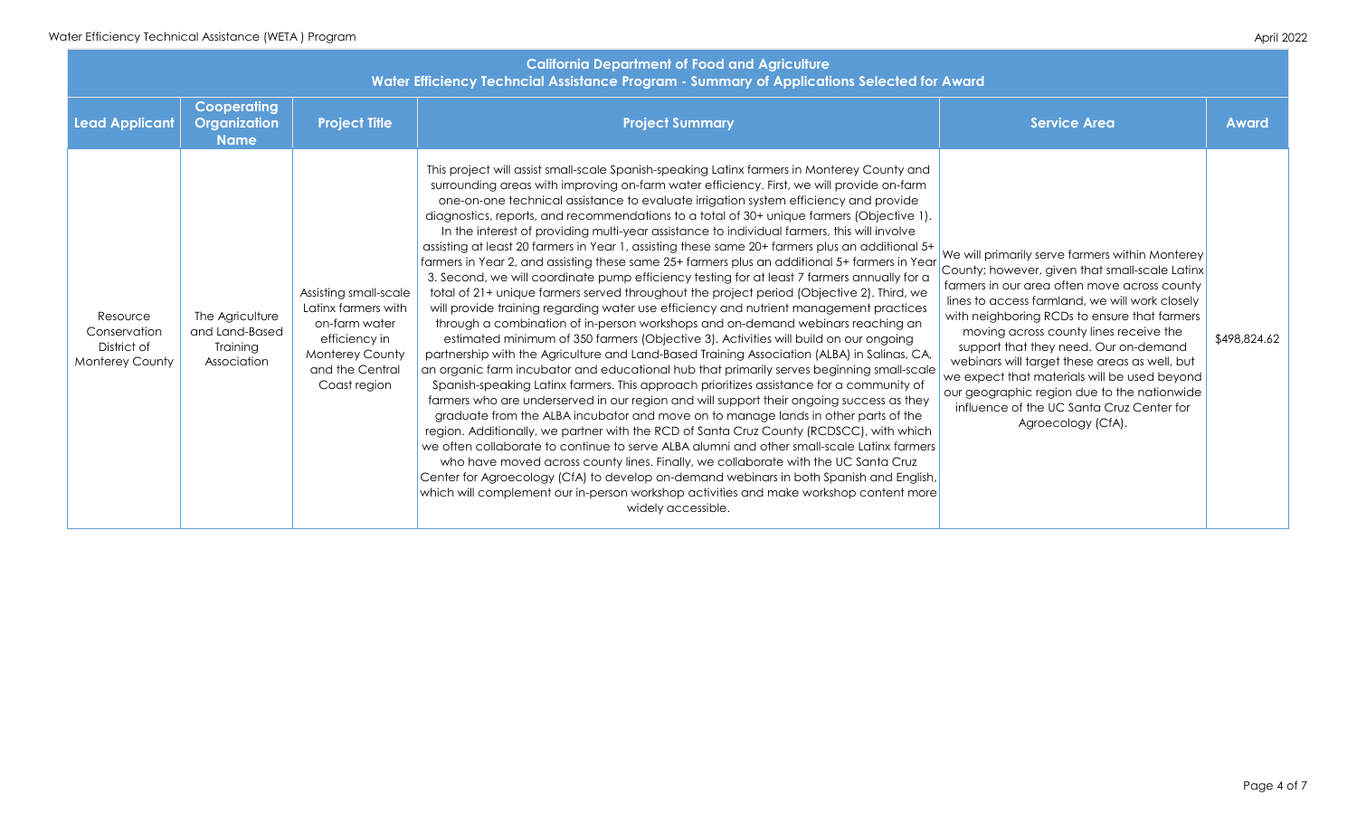| California Department of Food and Agriculture<br>Water Efficiency Techncial Assistance Program - Summary of Applications Selected for Award | | | | | |
|---|---|---|---|---|---|
| **Lead Applicant** | **Cooperating Organization Name** | **Project Title** | **Project Summary** | **Service Area** | **Award** |
| Resource Conservation District of Monterey County | The Agriculture and Land-Based Training Association | Assisting small-scale Latinx farmers with on-farm water efficiency in Monterey County and the Central Coast region | This project will assist small-scale Spanish-speaking Latinx farmers in Monterey County and surrounding areas with improving on-farm water efficiency. First, we will provide on-farm one-on-one technical assistance to evaluate irrigation system efficiency and provide diagnostics, reports, and recommendations to a total of 30+ unique farmers (Objective 1). In the interest of providing multi-year assistance to individual farmers, this will involve assisting at least 20 farmers in Year 1, assisting these same 20+ farmers plus an additional 5+ farmers in Year 2, and assisting these same 25+ farmers plus an additional 5+ farmers in Year 3. Second, we will coordinate pump efficiency testing for at least 7 farmers annually for a total of 21+ unique farmers served throughout the project period (Objective 2). Third, we will provide training regarding water use efficiency and nutrient management practices through a combination of in-person workshops and on-demand webinars reaching an estimated minimum of 350 farmers (Objective 3). Activities will build on our ongoing partnership with the Agriculture and Land-Based Training Association (ALBA) in Salinas, CA, an organic farm incubator and educational hub that primarily serves beginning small-scale Spanish-speaking Latinx farmers. This approach prioritizes assistance for a community of farmers who are underserved in our region and will support their ongoing success as they graduate from the ALBA incubator and move on to manage lands in other parts of the region. Additionally, we partner with the RCD of Santa Cruz County (RCDSCC), with which we often collaborate to continue to serve ALBA alumni and other small-scale Latinx farmers who have moved across county lines. Finally, we collaborate with the UC Santa Cruz Center for Agroecology (CfA) to develop on-demand webinars in both Spanish and English, which will complement our in-person workshop activities and make workshop content more widely accessible. | We will primarily serve farmers within Monterey County; however, given that small-scale Latinx farmers in our area often move across county lines to access farmland, we will work closely with neighboring RCDs to ensure that farmers moving across county lines receive the support that they need. Our on-demand webinars will target these areas as well, but we expect that materials will be used beyond our geographic region due to the nationwide influence of the UC Santa Cruz Center for Agroecology (CfA). | $498,824.62 |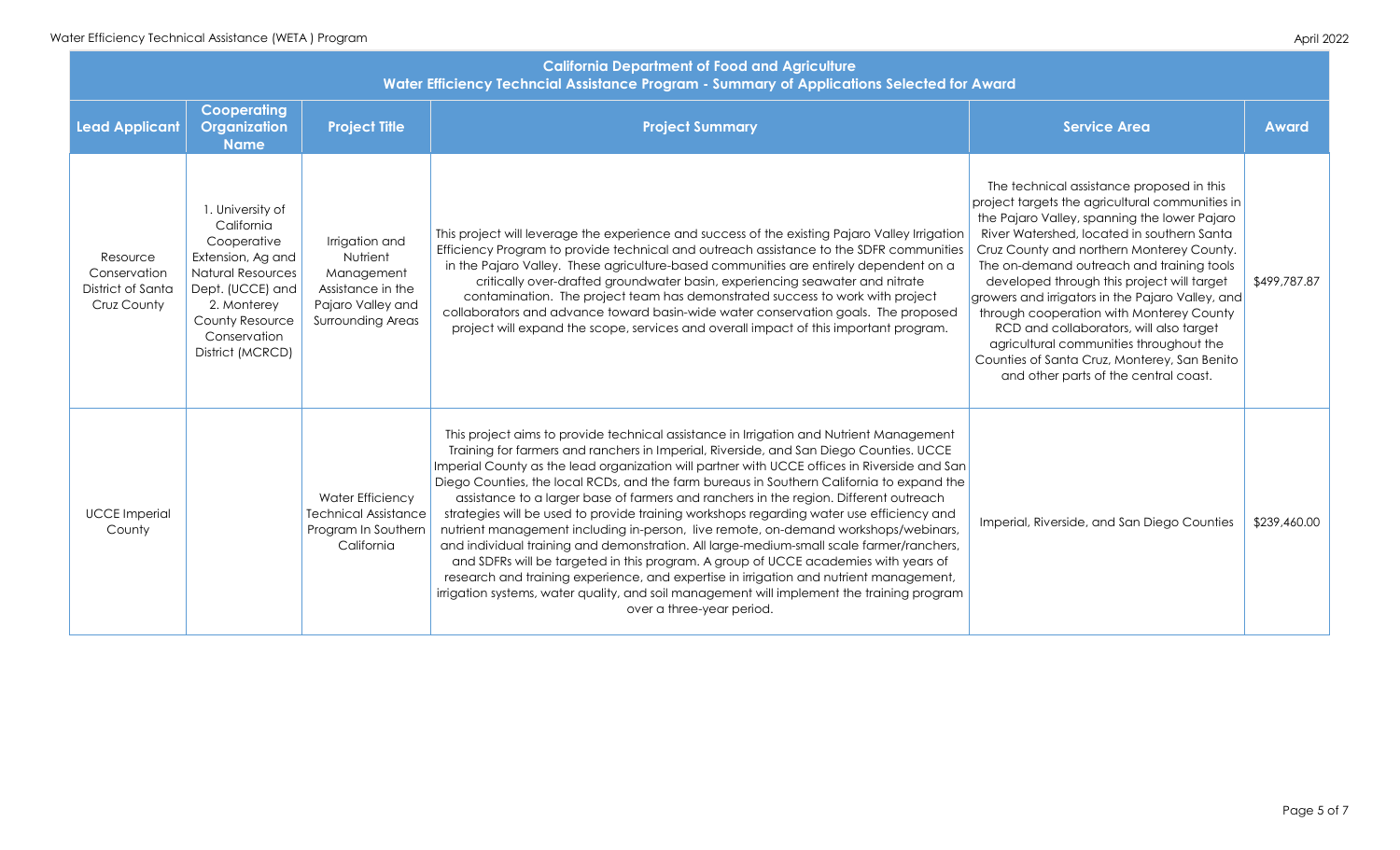| California Department of Food and Agriculture<br>Water Efficiency Techncial Assistance Program - Summary of Applications Selected for Award | | | | | |
|---|---|---|---|---|---|
| **Lead Applicant** | **Cooperating Organization Name** | **Project Title** | **Project Summary** | **Service Area** | **Award** |
| Resource Conservation District of Santa Cruz County | 1. University of California Cooperative Extension, Ag and Natural Resources Dept. (UCCE) and 2. Monterey County Resource Conservation District (MCRCD) | Irrigation and Nutrient Management Assistance in the Pajaro Valley and Surrounding Areas | This project will leverage the experience and success of the existing Pajaro Valley Irrigation Efficiency Program to provide technical and outreach assistance to the SDFR communities in the Pajaro Valley. These agriculture-based communities are entirely dependent on a critically over-drafted groundwater basin, experiencing seawater and nitrate contamination. The project team has demonstrated success to work with project collaborators and advance toward basin-wide water conservation goals. The proposed project will expand the scope, services and overall impact of this important program. | The technical assistance proposed in this project targets the agricultural communities in the Pajaro Valley, spanning the lower Pajaro River Watershed, located in southern Santa Cruz County and northern Monterey County. The on-demand outreach and training tools developed through this project will target growers and irrigators in the Pajaro Valley, and through cooperation with Monterey County RCD and collaborators, will also target agricultural communities throughout the Counties of Santa Cruz, Monterey, San Benito and other parts of the central coast. | $499,787.87 |
| UCCE Imperial County | | Water Efficiency Technical Assistance Program In Southern California | This project aims to provide technical assistance in Irrigation and Nutrient Management Training for farmers and ranchers in Imperial, Riverside, and San Diego Counties. UCCE Imperial County as the lead organization will partner with UCCE offices in Riverside and San Diego Counties, the local RCDs, and the farm bureaus in Southern California to expand the assistance to a larger base of farmers and ranchers in the region. Different outreach strategies will be used to provide training workshops regarding water use efficiency and nutrient management including in-person, live remote, on-demand workshops/webinars, and individual training and demonstration. All large-medium-small scale farmer/ranchers, and SDFRs will be targeted in this program. A group of UCCE academies with years of research and training experience, and expertise in irrigation and nutrient management, irrigation systems, water quality, and soil management will implement the training program over a three-year period. | Imperial, Riverside, and San Diego Counties | $239,460.00 |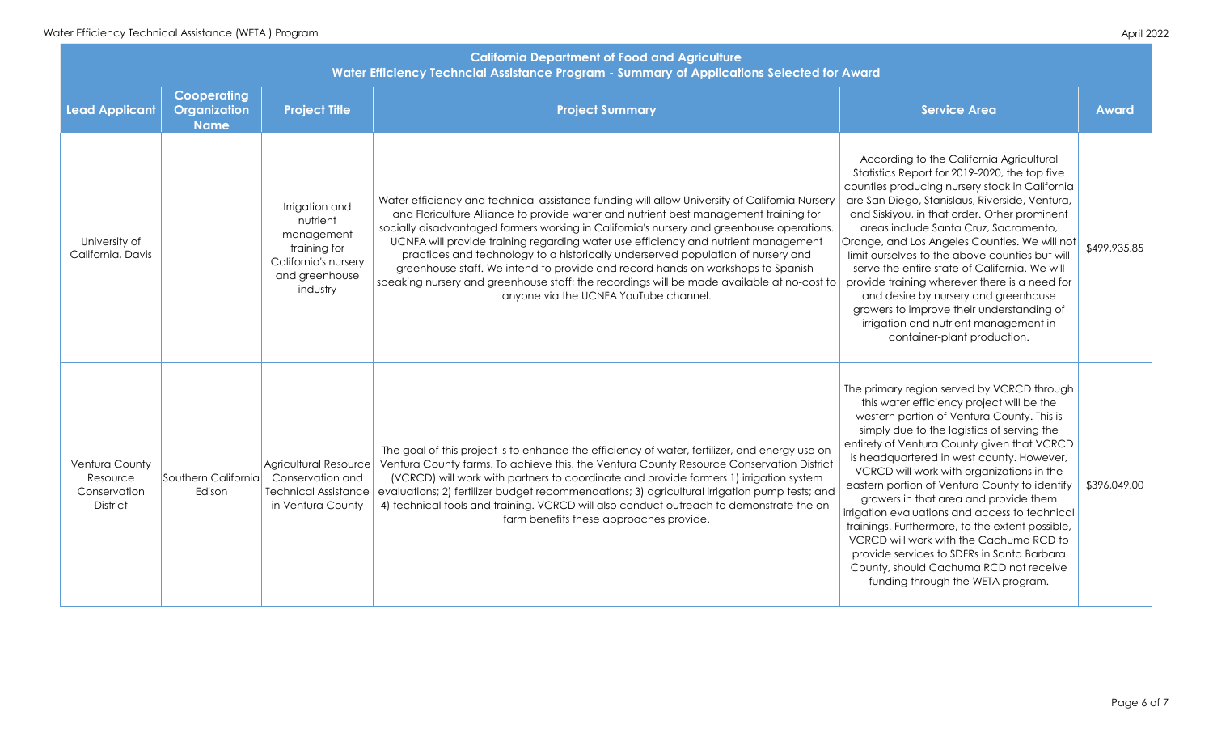| California Department of Food and Agriculture<br>Water Efficiency Techncial Assistance Program - Summary of Applications Selected for Award | | | | | |
|---|---|---|---|---|---|
| **Lead Applicant** | **Cooperating Organization Name** | **Project Title** | **Project Summary** | **Service Area** | **Award** |
| University of California, Davis | | Irrigation and nutrient management training for California's nursery and greenhouse industry | Water efficiency and technical assistance funding will allow University of California Nursery and Floriculture Alliance to provide water and nutrient best management training for socially disadvantaged farmers working in California's nursery and greenhouse operations. UCNFA will provide training regarding water use efficiency and nutrient management practices and technology to a historically underserved population of nursery and greenhouse staff. We intend to provide and record hands-on workshops to Spanish-speaking nursery and greenhouse staff; the recordings will be made available at no-cost to anyone via the UCNFA YouTube channel. | According to the California Agricultural Statistics Report for 2019-2020, the top five counties producing nursery stock in California are San Diego, Stanislaus, Riverside, Ventura, and Siskiyou, in that order. Other prominent areas include Santa Cruz, Sacramento, Orange, and Los Angeles Counties. We will not limit ourselves to the above counties but will serve the entire state of California. We will provide training wherever there is a need for and desire by nursery and greenhouse growers to improve their understanding of irrigation and nutrient management in container-plant production. | $499,935.85 |
| Ventura County Resource Conservation District | Southern California Edison | Agricultural Resource Conservation and Technical Assistance in Ventura County | The goal of this project is to enhance the efficiency of water, fertilizer, and energy use on Ventura County farms. To achieve this, the Ventura County Resource Conservation District (VCRCD) will work with partners to coordinate and provide farmers 1) irrigation system evaluations; 2) fertilizer budget recommendations; 3) agricultural irrigation pump tests; and 4) technical tools and training. VCRCD will also conduct outreach to demonstrate the on-farm benefits these approaches provide. | The primary region served by VCRCD through this water efficiency project will be the western portion of Ventura County. This is simply due to the logistics of serving the entirety of Ventura County given that VCRCD is headquartered in west county. However, VCRCD will work with organizations in the eastern portion of Ventura County to identify growers in that area and provide them irrigation evaluations and access to technical trainings. Furthermore, to the extent possible, VCRCD will work with the Cachuma RCD to provide services to SDFRs in Santa Barbara County, should Cachuma RCD not receive funding through the WETA program. | $396,049.00 |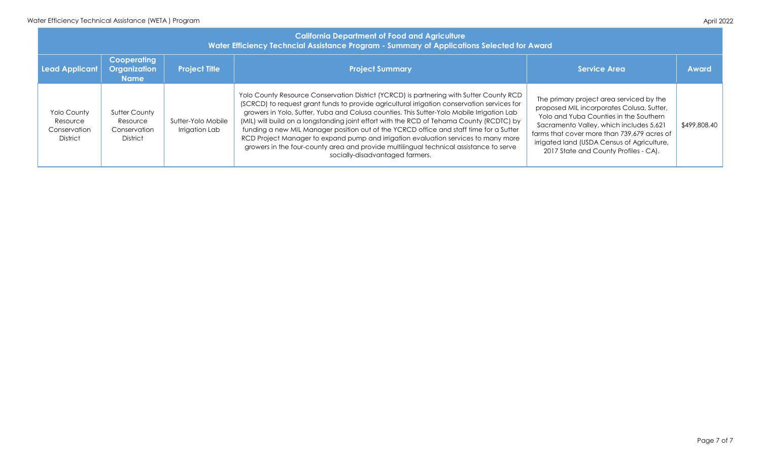| California Department of Food and Agriculture<br>Water Efficiency Techncial Assistance Program - Summary of Applications Selected for Award | | | | | |
|---|---|---|---|---|---|
| **Lead Applicant** | **Cooperating Organization Name** | **Project Title** | **Project Summary** | **Service Area** | **Award** |
| Yolo County Resource Conservation District | Sutter County Resource Conservation District | Sutter-Yolo Mobile Irrigation Lab | Yolo County Resource Conservation District (YCRCD) is partnering with Sutter County RCD (SCRCD) to request grant funds to provide agricultural irrigation conservation services for growers in Yolo, Sutter, Yuba and Colusa counties. This Sutter-Yolo Mobile Irrigation Lab (MIL) will build on a longstanding joint effort with the RCD of Tehama County (RCDTC) by funding a new MIL Manager position out of the YCRCD office and staff time for a Sutter RCD Project Manager to expand pump and irrigation evaluation services to many more growers in the four-county area and provide multilingual technical assistance to serve socially-disadvantaged farmers. | The primary project area serviced by the proposed MIL incorporates Colusa, Sutter, Yolo and Yuba Counties in the Southern Sacramento Valley, which includes 5,621 farms that cover more than 739,679 acres of irrigated land (USDA Census of Agriculture, 2017 State and County Profiles - CA). | $499,808.40 |